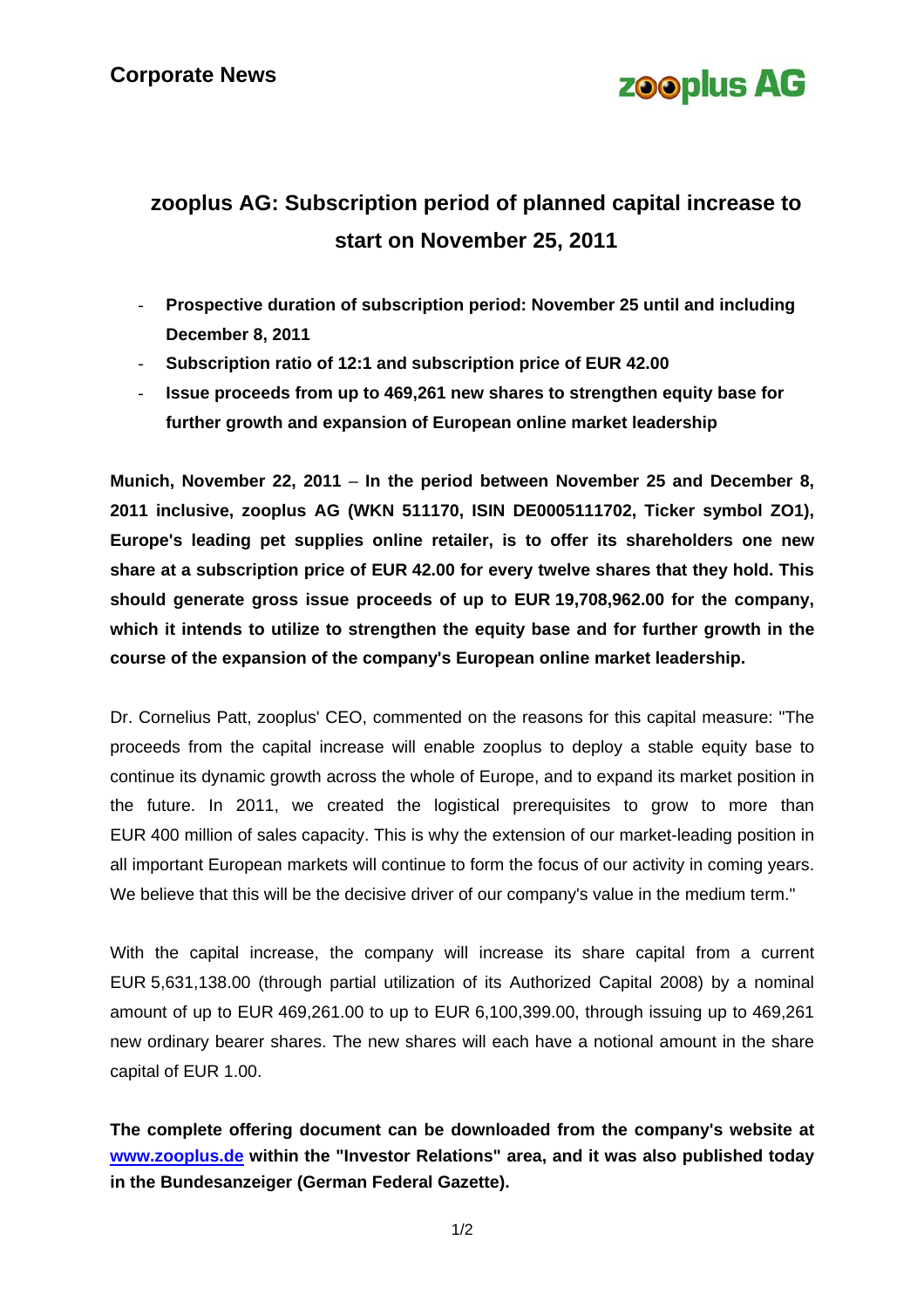**Corporate News**

**zooplus AG**

# zooplus AG: Subscription period of planned capital increase to start on November 25, 2011

- **Prospective duration of subscription period: November 25 until and including December 8, 2011**
- **Subscription ratio of 12:1 and subscription price of EUR 42.00**
- **Issue proceeds from up to 469,261 new shares to strengthen equity base for further growth and expansion of European online market leadership**

**Munich, November 22, 2011 – In the period between November 25 and December 8, 2011 inclusive, zooplus AG (WKN 511170, ISIN DE0005111702, Ticker symbol ZO1), Europe's leading pet supplies online retailer, is to offer its shareholders one new share at a subscription price of EUR 42.00 for every twelve shares that they hold. This should generate gross issue proceeds of up to EUR 19,708,962.00 for the company, which it intends to utilize to strengthen the equity base and for further growth in the course of the expansion of the company's European online market leadership.**

Dr. Cornelius Patt, zooplus' CEO, commented on the reasons for this capital measure: "The proceeds from the capital increase will enable zooplus to deploy a stable equity base to continue its dynamic growth across the whole of Europe, and to expand its market position in the future. In 2011, we created the logistical prerequisites to grow to more than EUR 400 million of sales capacity. This is why the extension of our market-leading position in all important European markets will continue to form the focus of our activity in coming years. We believe that this will be the decisive driver of our company's value in the medium term."

With the capital increase, the company will increase its share capital from a current EUR 5,631,138.00 (through partial utilization of its Authorized Capital 2008) by a nominal amount of up to EUR 469,261.00 to up to EUR 6,100,399.00, through issuing up to 469,261 new ordinary bearer shares. The new shares will each have a notional amount in the share capital of EUR 1.00.

**The complete offering document can be downloaded from the company's website at [www.zooplus.de](http://www.zooplus.de) within the "Investor Relations" area, and it was also published today in the Bundesanzeiger (German Federal Gazette).**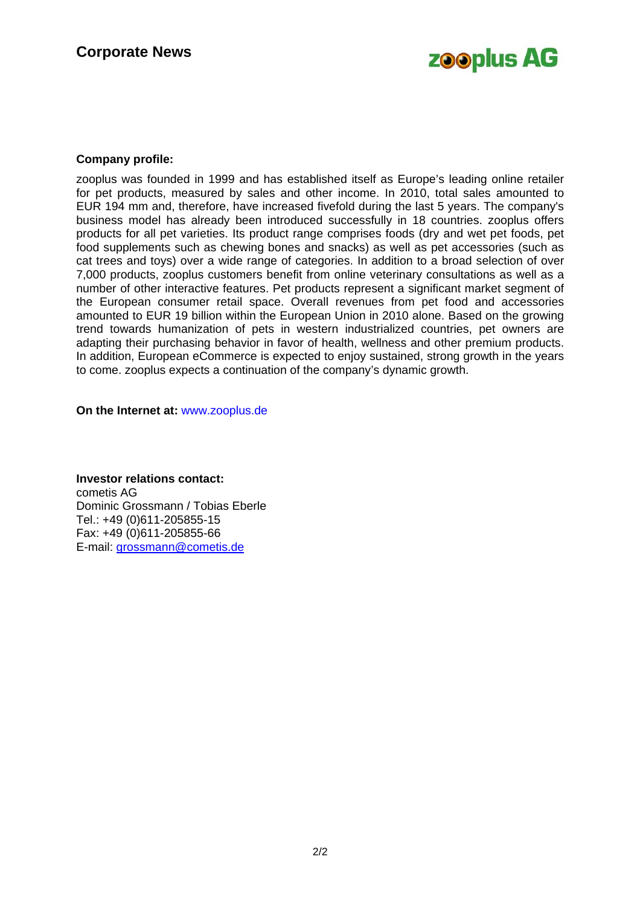**Company profile:**

zooplus was founded in 1999 and has established itself as Europe's leading online retailer for pet products, measured by sales and other income. In 2010, total sales amounted to EUR 194 mm and, therefore, have increased fivefold during the last 5 years. The company's business model has already been introduced successfully in 18 countries. zooplus offers products for all pet varieties. Its product range comprises foods (dry and wet pet foods, pet food supplements such as chewing bones and snacks) as well as pet accessories (such as cat trees and toys) over a wide range of categories. In addition to a broad selection of over 7,000 products, zooplus customers benefit from online veterinary consultations as well as a number of other interactive features. Pet products represent a significant market segment of the European consumer retail space. Overall revenues from pet food and accessories amounted to EUR 19 billion within the European Union in 2010 alone. Based on the growing trend towards humanization of pets in western industrialized countries, pet owners are adapting their purchasing behavior in favor of health, wellness and other premium products. In addition, European eCommerce is expected to enjoy sustained, strong growth in the years to come. zooplus expects a continuation of the company's dynamic growth.

**On the Internet at:** www.zooplus.de

**Investor relations contact:**
cometis AG
Dominic Grossmann / Tobias Eberle
Tel.: +49 (0)611-205855-15
Fax: +49 (0)611-205855-66
E-mail: grossmann@cometis.de